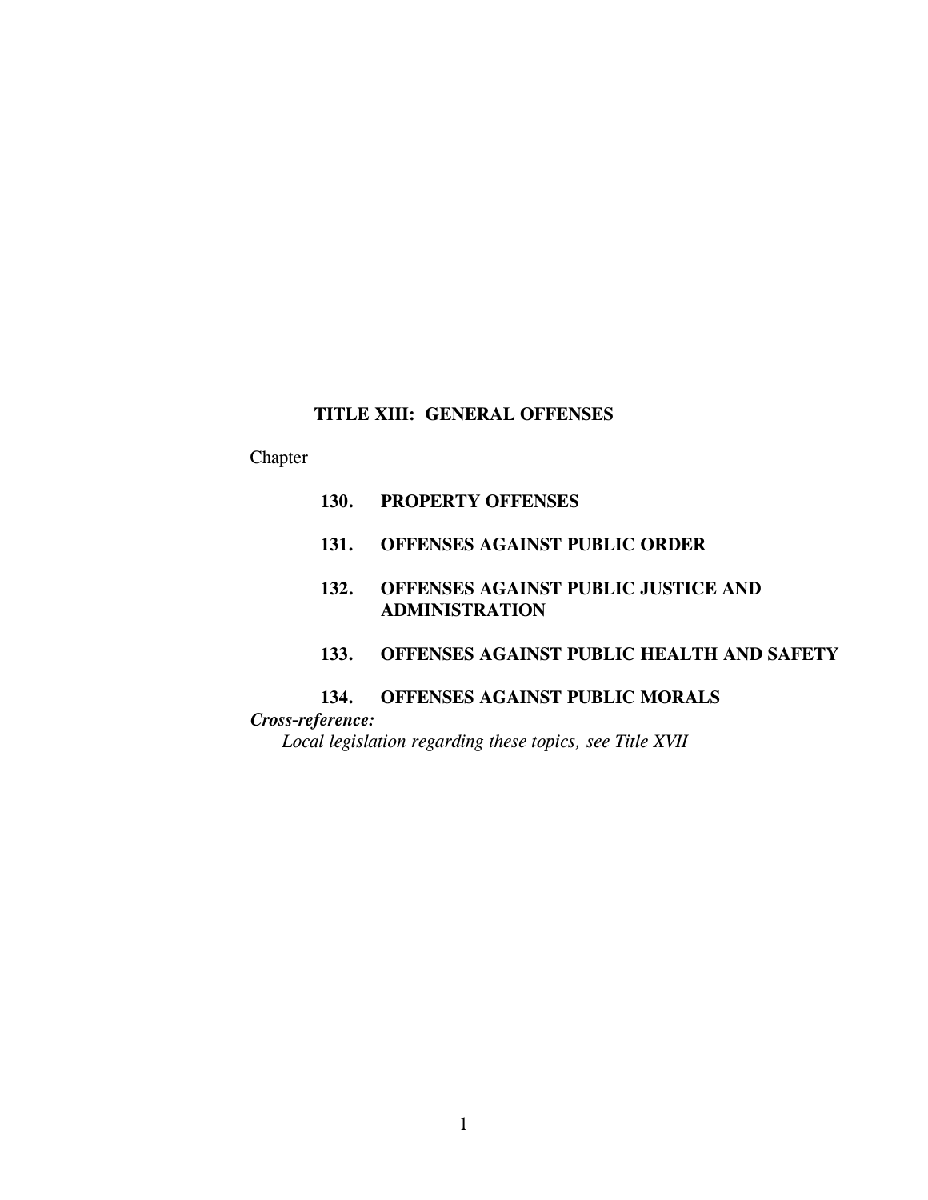# TITLE XIII: GENERAL OFFENSES

Chapter

**130. PROPERTY OFFENSES**

**131. OFFENSES AGAINST PUBLIC ORDER**

**132. OFFENSES AGAINST PUBLIC JUSTICE AND ADMINISTRATION**

**133. OFFENSES AGAINST PUBLIC HEALTH AND SAFETY**

**134. OFFENSES AGAINST PUBLIC MORALS**

***Cross-reference:***

*Local legislation regarding these topics, see Title XVII*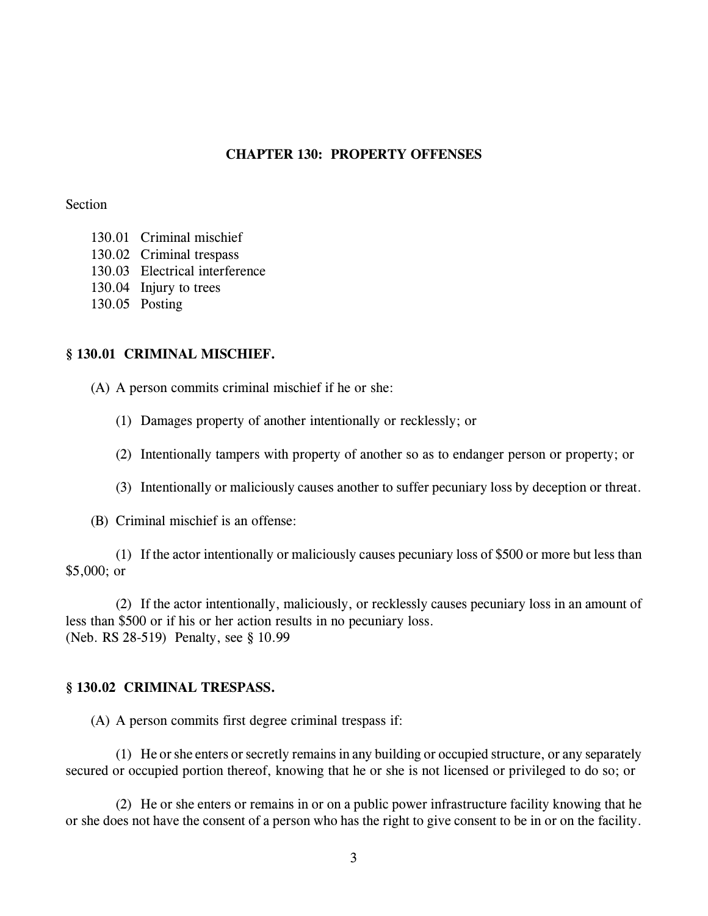# CHAPTER 130: PROPERTY OFFENSES

Section

130.01 Criminal mischief
130.02 Criminal trespass
130.03 Electrical interference
130.04 Injury to trees
130.05 Posting

## § 130.01 CRIMINAL MISCHIEF.

(A) A person commits criminal mischief if he or she:

(1) Damages property of another intentionally or recklessly; or

(2) Intentionally tampers with property of another so as to endanger person or property; or

(3) Intentionally or maliciously causes another to suffer pecuniary loss by deception or threat.

(B) Criminal mischief is an offense:

(1) If the actor intentionally or maliciously causes pecuniary loss of $500 or more but less than $5,000; or

(2) If the actor intentionally, maliciously, or recklessly causes pecuniary loss in an amount of less than $500 or if his or her action results in no pecuniary loss.
(Neb. RS 28-519) Penalty, see § 10.99

## § 130.02 CRIMINAL TRESPASS.

(A) A person commits first degree criminal trespass if:

(1) He or she enters or secretly remains in any building or occupied structure, or any separately secured or occupied portion thereof, knowing that he or she is not licensed or privileged to do so; or

(2) He or she enters or remains in or on a public power infrastructure facility knowing that he or she does not have the consent of a person who has the right to give consent to be in or on the facility.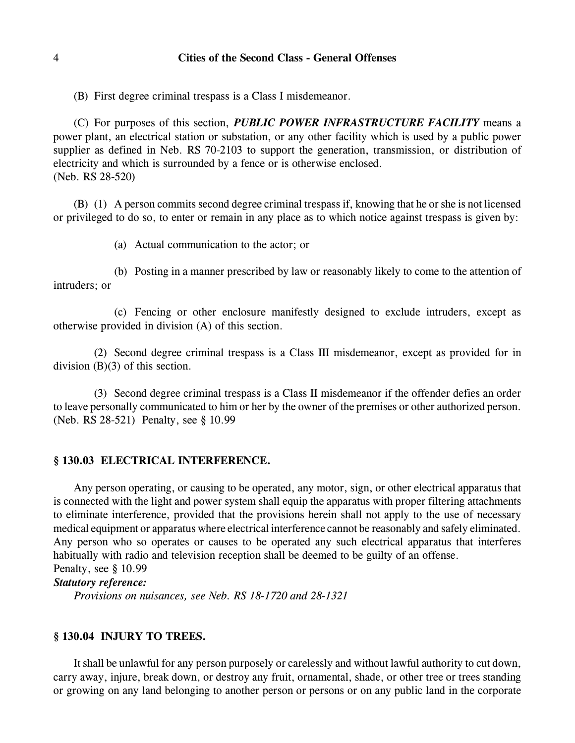(B) First degree criminal trespass is a Class I misdemeanor.

(C) For purposes of this section, ***PUBLIC POWER INFRASTRUCTURE FACILITY*** means a power plant, an electrical station or substation, or any other facility which is used by a public power supplier as defined in Neb. RS 70-2103 to support the generation, transmission, or distribution of electricity and which is surrounded by a fence or is otherwise enclosed.
(Neb. RS 28-520)

(B) (1) A person commits second degree criminal trespass if, knowing that he or she is not licensed or privileged to do so, to enter or remain in any place as to which notice against trespass is given by:

(a) Actual communication to the actor; or

(b) Posting in a manner prescribed by law or reasonably likely to come to the attention of intruders; or

(c) Fencing or other enclosure manifestly designed to exclude intruders, except as otherwise provided in division (A) of this section.

(2) Second degree criminal trespass is a Class III misdemeanor, except as provided for in division (B)(3) of this section.

(3) Second degree criminal trespass is a Class II misdemeanor if the offender defies an order to leave personally communicated to him or her by the owner of the premises or other authorized person.
(Neb. RS 28-521) Penalty, see § 10.99

## § 130.03 ELECTRICAL INTERFERENCE.

Any person operating, or causing to be operated, any motor, sign, or other electrical apparatus that is connected with the light and power system shall equip the apparatus with proper filtering attachments to eliminate interference, provided that the provisions herein shall not apply to the use of necessary medical equipment or apparatus where electrical interference cannot be reasonably and safely eliminated. Any person who so operates or causes to be operated any such electrical apparatus that interferes habitually with radio and television reception shall be deemed to be guilty of an offense.
Penalty, see § 10.99

***Statutory reference:***

*Provisions on nuisances, see Neb. RS 18-1720 and 28-1321*

## § 130.04 INJURY TO TREES.

It shall be unlawful for any person purposely or carelessly and without lawful authority to cut down, carry away, injure, break down, or destroy any fruit, ornamental, shade, or other tree or trees standing or growing on any land belonging to another person or persons or on any public land in the corporate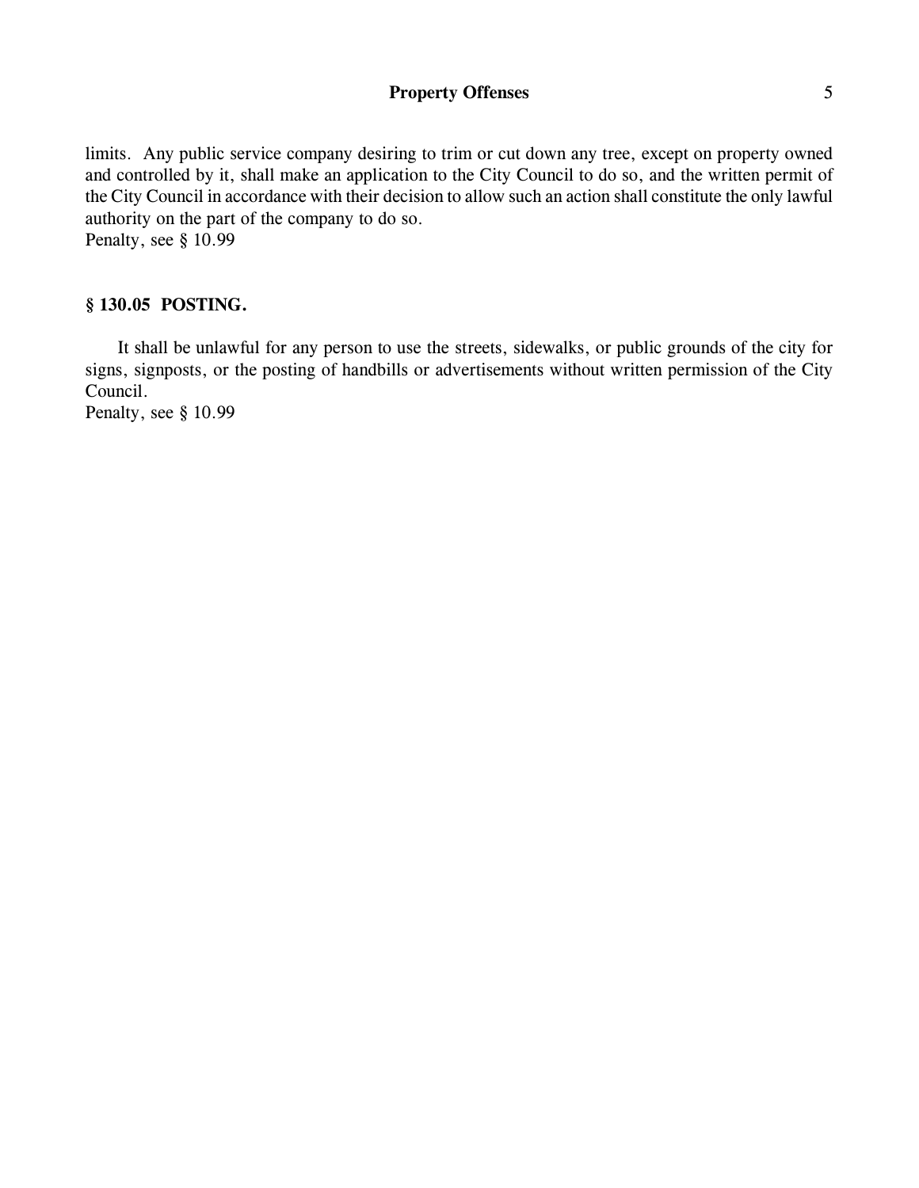limits. Any public service company desiring to trim or cut down any tree, except on property owned and controlled by it, shall make an application to the City Council to do so, and the written permit of the City Council in accordance with their decision to allow such an action shall constitute the only lawful authority on the part of the company to do so.
Penalty, see § 10.99

### § 130.05 POSTING.

It shall be unlawful for any person to use the streets, sidewalks, or public grounds of the city for signs, signposts, or the posting of handbills or advertisements without written permission of the City Council.
Penalty, see § 10.99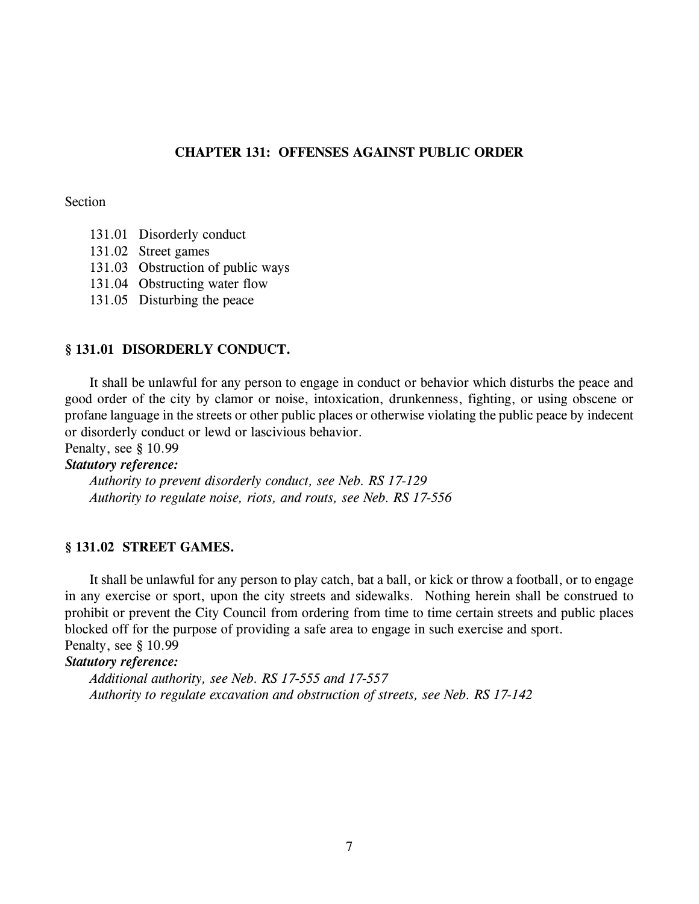## CHAPTER 131: OFFENSES AGAINST PUBLIC ORDER

Section

131.01 Disorderly conduct
131.02 Street games
131.03 Obstruction of public ways
131.04 Obstructing water flow
131.05 Disturbing the peace

### § 131.01 DISORDERLY CONDUCT.

It shall be unlawful for any person to engage in conduct or behavior which disturbs the peace and good order of the city by clamor or noise, intoxication, drunkenness, fighting, or using obscene or profane language in the streets or other public places or otherwise violating the public peace by indecent or disorderly conduct or lewd or lascivious behavior.
Penalty, see § 10.99

***Statutory reference:***

*Authority to prevent disorderly conduct, see Neb. RS 17-129*
*Authority to regulate noise, riots, and routs, see Neb. RS 17-556*

### § 131.02 STREET GAMES.

It shall be unlawful for any person to play catch, bat a ball, or kick or throw a football, or to engage in any exercise or sport, upon the city streets and sidewalks. Nothing herein shall be construed to prohibit or prevent the City Council from ordering from time to time certain streets and public places blocked off for the purpose of providing a safe area to engage in such exercise and sport.
Penalty, see § 10.99

***Statutory reference:***

*Additional authority, see Neb. RS 17-555 and 17-557*
*Authority to regulate excavation and obstruction of streets, see Neb. RS 17-142*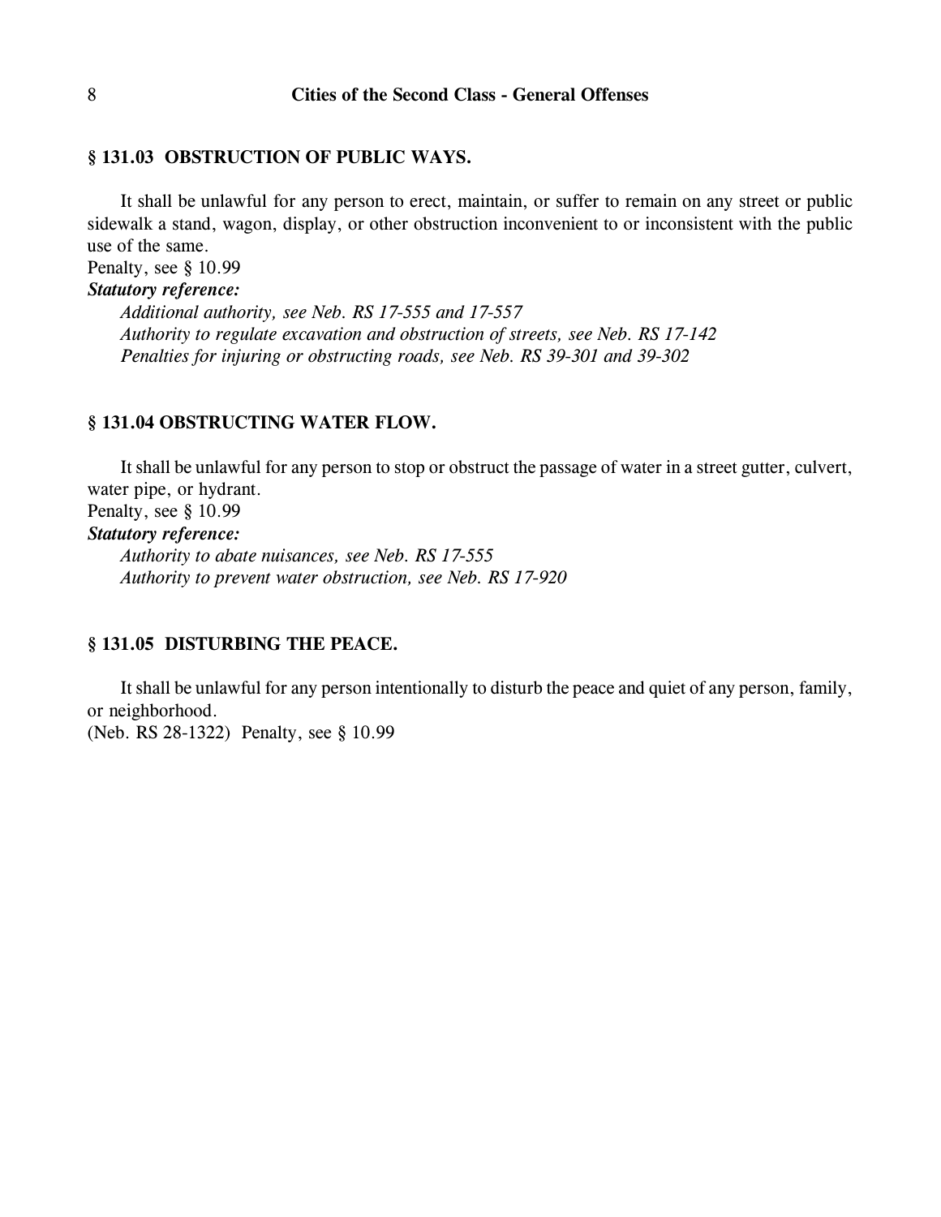### § 131.03 OBSTRUCTION OF PUBLIC WAYS.

It shall be unlawful for any person to erect, maintain, or suffer to remain on any street or public sidewalk a stand, wagon, display, or other obstruction inconvenient to or inconsistent with the public use of the same.

Penalty, see § 10.99

***Statutory reference:***

*Additional authority, see Neb. RS 17-555 and 17-557*

*Authority to regulate excavation and obstruction of streets, see Neb. RS 17-142*

*Penalties for injuring or obstructing roads, see Neb. RS 39-301 and 39-302*

### § 131.04 OBSTRUCTING WATER FLOW.

It shall be unlawful for any person to stop or obstruct the passage of water in a street gutter, culvert, water pipe, or hydrant.

Penalty, see § 10.99

***Statutory reference:***

*Authority to abate nuisances, see Neb. RS 17-555*

*Authority to prevent water obstruction, see Neb. RS 17-920*

### § 131.05 DISTURBING THE PEACE.

It shall be unlawful for any person intentionally to disturb the peace and quiet of any person, family, or neighborhood.

(Neb. RS 28-1322) Penalty, see § 10.99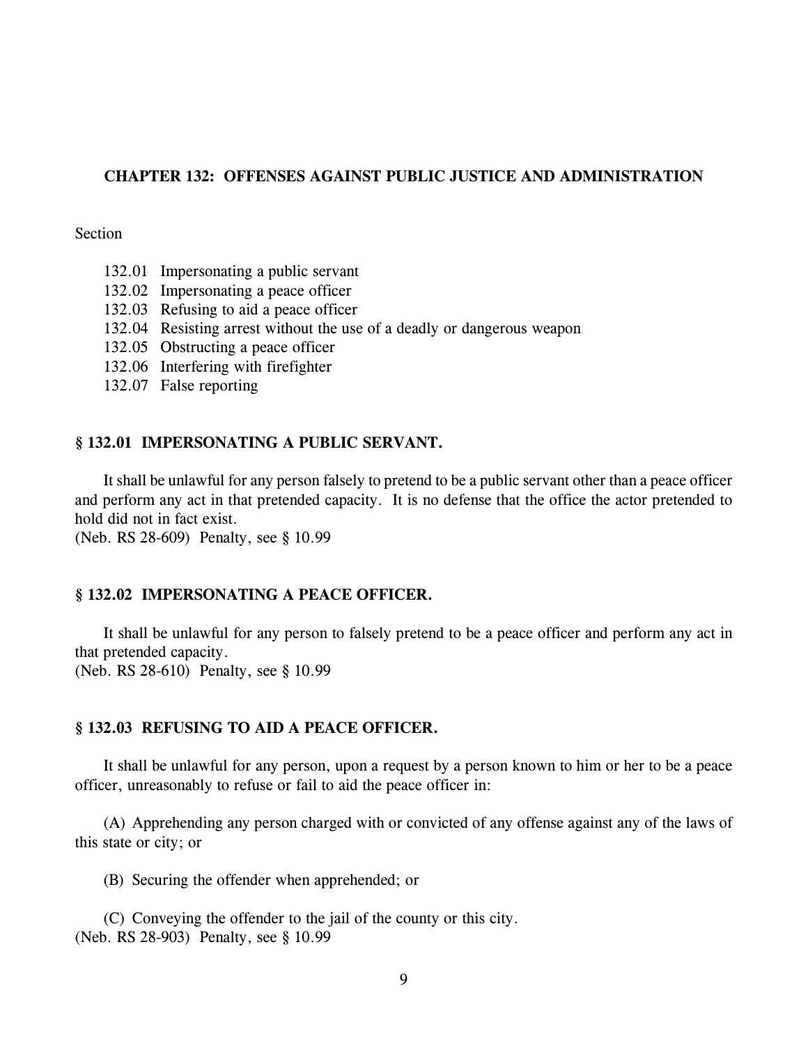## CHAPTER 132: OFFENSES AGAINST PUBLIC JUSTICE AND ADMINISTRATION

Section

132.01 Impersonating a public servant
132.02 Impersonating a peace officer
132.03 Refusing to aid a peace officer
132.04 Resisting arrest without the use of a deadly or dangerous weapon
132.05 Obstructing a peace officer
132.06 Interfering with firefighter
132.07 False reporting

### § 132.01 IMPERSONATING A PUBLIC SERVANT.

It shall be unlawful for any person falsely to pretend to be a public servant other than a peace officer and perform any act in that pretended capacity. It is no defense that the office the actor pretended to hold did not in fact exist.
(Neb. RS 28-609) Penalty, see § 10.99

### § 132.02 IMPERSONATING A PEACE OFFICER.

It shall be unlawful for any person to falsely pretend to be a peace officer and perform any act in that pretended capacity.
(Neb. RS 28-610) Penalty, see § 10.99

### § 132.03 REFUSING TO AID A PEACE OFFICER.

It shall be unlawful for any person, upon a request by a person known to him or her to be a peace officer, unreasonably to refuse or fail to aid the peace officer in:

(A) Apprehending any person charged with or convicted of any offense against any of the laws of this state or city; or

(B) Securing the offender when apprehended; or

(C) Conveying the offender to the jail of the county or this city.
(Neb. RS 28-903) Penalty, see § 10.99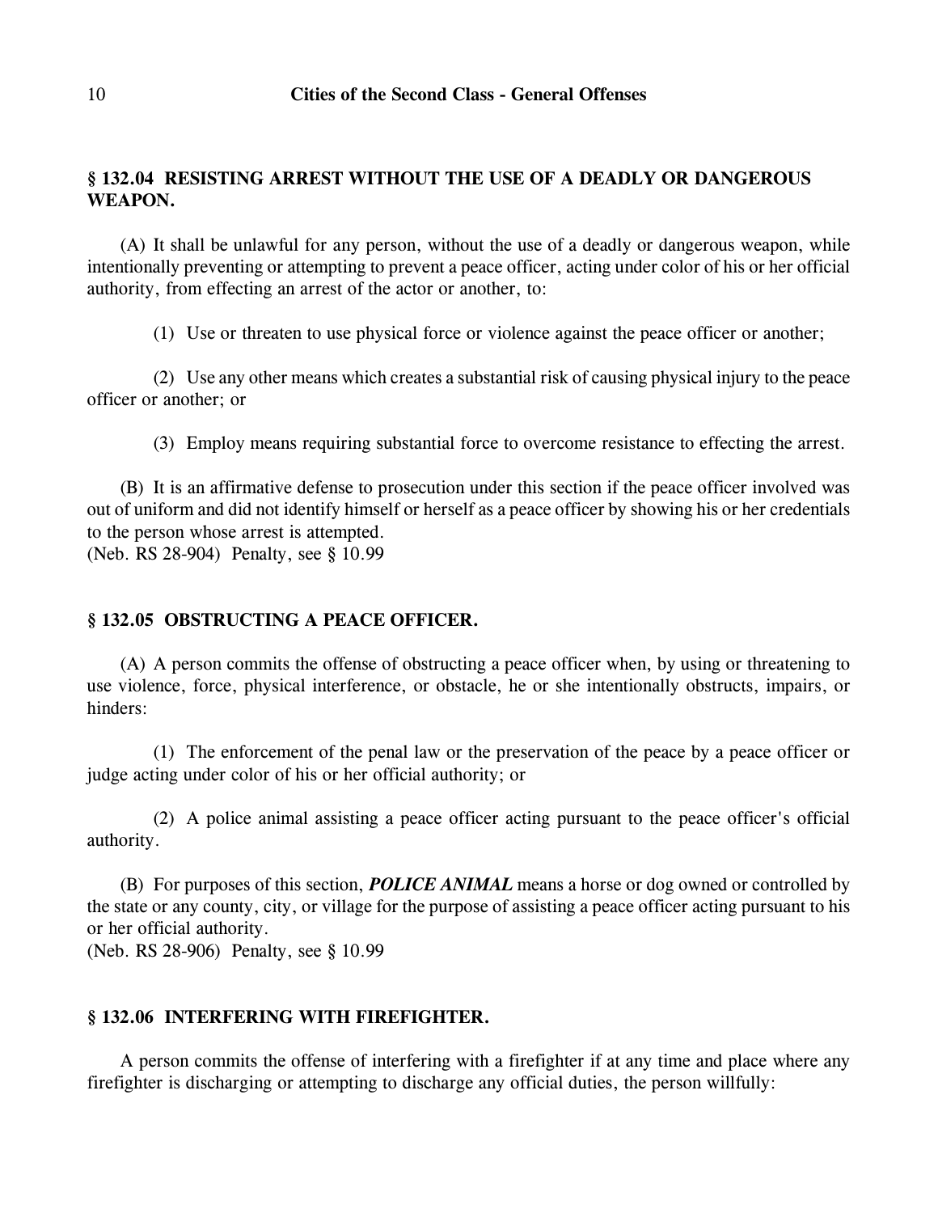## § 132.04 RESISTING ARREST WITHOUT THE USE OF A DEADLY OR DANGEROUS WEAPON.

(A) It shall be unlawful for any person, without the use of a deadly or dangerous weapon, while intentionally preventing or attempting to prevent a peace officer, acting under color of his or her official authority, from effecting an arrest of the actor or another, to:

(1) Use or threaten to use physical force or violence against the peace officer or another;

(2) Use any other means which creates a substantial risk of causing physical injury to the peace officer or another; or

(3) Employ means requiring substantial force to overcome resistance to effecting the arrest.

(B) It is an affirmative defense to prosecution under this section if the peace officer involved was out of uniform and did not identify himself or herself as a peace officer by showing his or her credentials to the person whose arrest is attempted.
(Neb. RS 28-904) Penalty, see § 10.99

## § 132.05 OBSTRUCTING A PEACE OFFICER.

(A) A person commits the offense of obstructing a peace officer when, by using or threatening to use violence, force, physical interference, or obstacle, he or she intentionally obstructs, impairs, or hinders:

(1) The enforcement of the penal law or the preservation of the peace by a peace officer or judge acting under color of his or her official authority; or

(2) A police animal assisting a peace officer acting pursuant to the peace officer's official authority.

(B) For purposes of this section, ***POLICE ANIMAL*** means a horse or dog owned or controlled by the state or any county, city, or village for the purpose of assisting a peace officer acting pursuant to his or her official authority.
(Neb. RS 28-906) Penalty, see § 10.99

## § 132.06 INTERFERING WITH FIREFIGHTER.

A person commits the offense of interfering with a firefighter if at any time and place where any firefighter is discharging or attempting to discharge any official duties, the person willfully: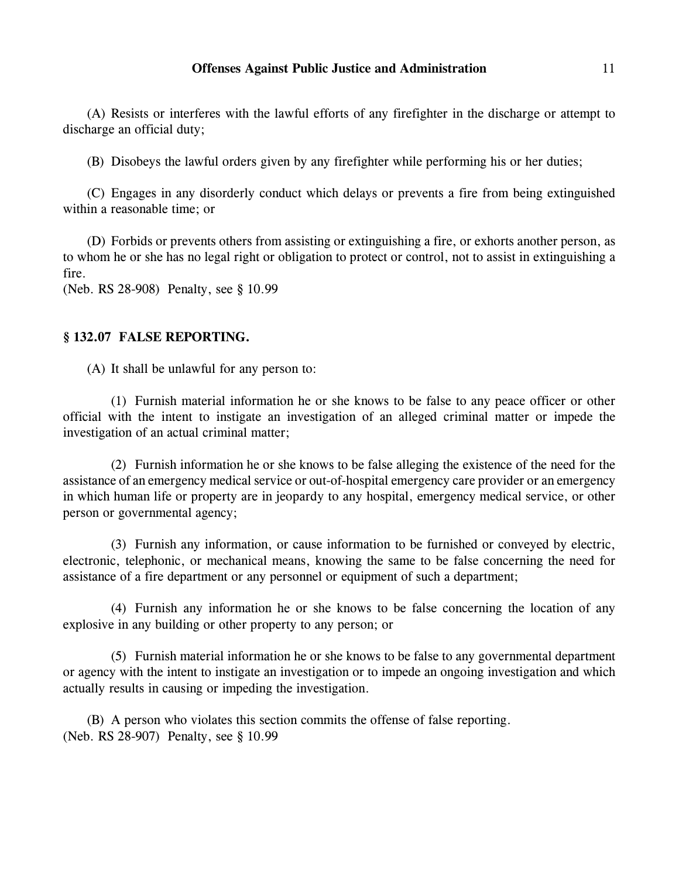(A) Resists or interferes with the lawful efforts of any firefighter in the discharge or attempt to discharge an official duty;

(B) Disobeys the lawful orders given by any firefighter while performing his or her duties;

(C) Engages in any disorderly conduct which delays or prevents a fire from being extinguished within a reasonable time; or

(D) Forbids or prevents others from assisting or extinguishing a fire, or exhorts another person, as to whom he or she has no legal right or obligation to protect or control, not to assist in extinguishing a fire.
(Neb. RS 28-908) Penalty, see § 10.99

### § 132.07 FALSE REPORTING.

(A) It shall be unlawful for any person to:

(1) Furnish material information he or she knows to be false to any peace officer or other official with the intent to instigate an investigation of an alleged criminal matter or impede the investigation of an actual criminal matter;

(2) Furnish information he or she knows to be false alleging the existence of the need for the assistance of an emergency medical service or out-of-hospital emergency care provider or an emergency in which human life or property are in jeopardy to any hospital, emergency medical service, or other person or governmental agency;

(3) Furnish any information, or cause information to be furnished or conveyed by electric, electronic, telephonic, or mechanical means, knowing the same to be false concerning the need for assistance of a fire department or any personnel or equipment of such a department;

(4) Furnish any information he or she knows to be false concerning the location of any explosive in any building or other property to any person; or

(5) Furnish material information he or she knows to be false to any governmental department or agency with the intent to instigate an investigation or to impede an ongoing investigation and which actually results in causing or impeding the investigation.

(B) A person who violates this section commits the offense of false reporting.
(Neb. RS 28-907) Penalty, see § 10.99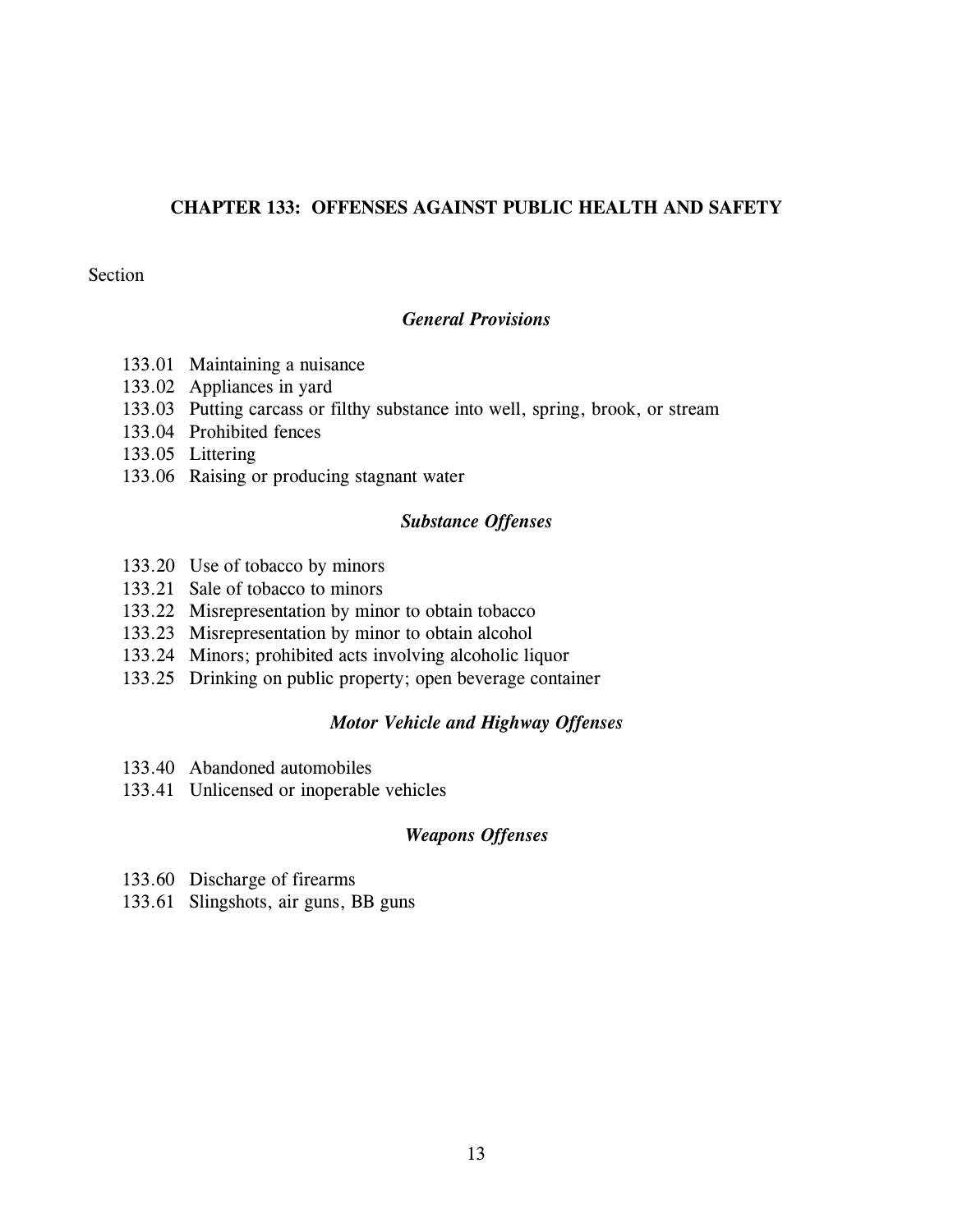## CHAPTER 133: OFFENSES AGAINST PUBLIC HEALTH AND SAFETY

Section

### *General Provisions*

133.01 Maintaining a nuisance
133.02 Appliances in yard
133.03 Putting carcass or filthy substance into well, spring, brook, or stream
133.04 Prohibited fences
133.05 Littering
133.06 Raising or producing stagnant water

### *Substance Offenses*

133.20 Use of tobacco by minors
133.21 Sale of tobacco to minors
133.22 Misrepresentation by minor to obtain tobacco
133.23 Misrepresentation by minor to obtain alcohol
133.24 Minors; prohibited acts involving alcoholic liquor
133.25 Drinking on public property; open beverage container

### *Motor Vehicle and Highway Offenses*

133.40 Abandoned automobiles
133.41 Unlicensed or inoperable vehicles

### *Weapons Offenses*

133.60 Discharge of firearms
133.61 Slingshots, air guns, BB guns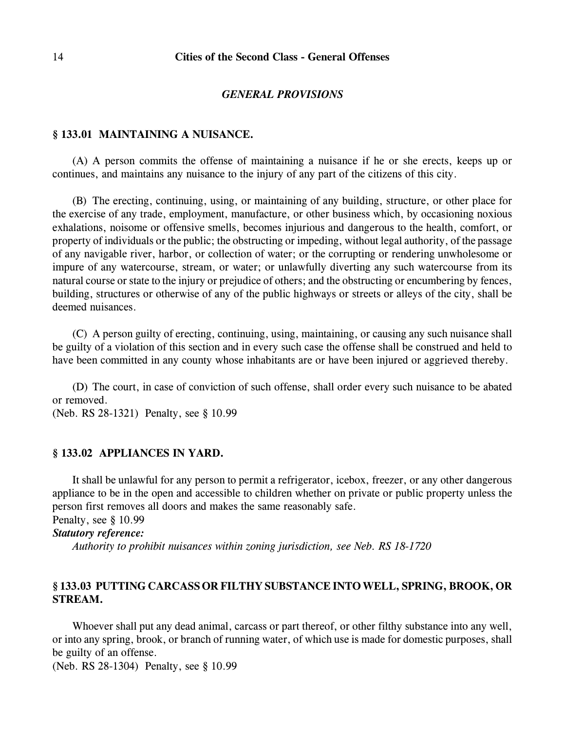## *GENERAL PROVISIONS*

### § 133.01 MAINTAINING A NUISANCE.

(A) A person commits the offense of maintaining a nuisance if he or she erects, keeps up or continues, and maintains any nuisance to the injury of any part of the citizens of this city.

(B) The erecting, continuing, using, or maintaining of any building, structure, or other place for the exercise of any trade, employment, manufacture, or other business which, by occasioning noxious exhalations, noisome or offensive smells, becomes injurious and dangerous to the health, comfort, or property of individuals or the public; the obstructing or impeding, without legal authority, of the passage of any navigable river, harbor, or collection of water; or the corrupting or rendering unwholesome or impure of any watercourse, stream, or water; or unlawfully diverting any such watercourse from its natural course or state to the injury or prejudice of others; and the obstructing or encumbering by fences, building, structures or otherwise of any of the public highways or streets or alleys of the city, shall be deemed nuisances.

(C) A person guilty of erecting, continuing, using, maintaining, or causing any such nuisance shall be guilty of a violation of this section and in every such case the offense shall be construed and held to have been committed in any county whose inhabitants are or have been injured or aggrieved thereby.

(D) The court, in case of conviction of such offense, shall order every such nuisance to be abated or removed.
(Neb. RS 28-1321) Penalty, see § 10.99

### § 133.02 APPLIANCES IN YARD.

It shall be unlawful for any person to permit a refrigerator, icebox, freezer, or any other dangerous appliance to be in the open and accessible to children whether on private or public property unless the person first removes all doors and makes the same reasonably safe.
Penalty, see § 10.99

***Statutory reference:***

*Authority to prohibit nuisances within zoning jurisdiction, see Neb. RS 18-1720*

### § 133.03 PUTTING CARCASS OR FILTHY SUBSTANCE INTO WELL, SPRING, BROOK, OR STREAM.

Whoever shall put any dead animal, carcass or part thereof, or other filthy substance into any well, or into any spring, brook, or branch of running water, of which use is made for domestic purposes, shall be guilty of an offense.
(Neb. RS 28-1304) Penalty, see § 10.99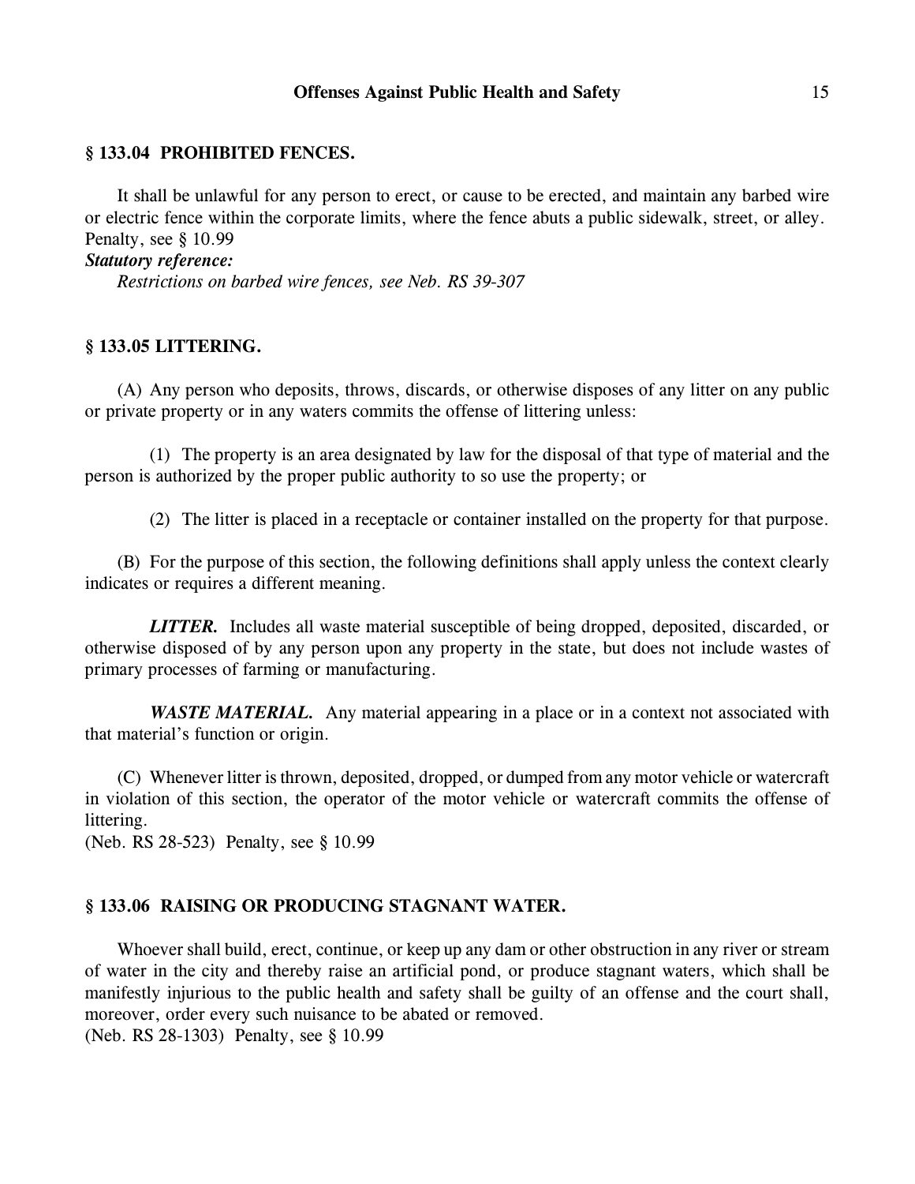### § 133.04 PROHIBITED FENCES.

It shall be unlawful for any person to erect, or cause to be erected, and maintain any barbed wire or electric fence within the corporate limits, where the fence abuts a public sidewalk, street, or alley.
Penalty, see § 10.99

***Statutory reference:***

*Restrictions on barbed wire fences, see Neb. RS 39-307*

### § 133.05 LITTERING.

(A) Any person who deposits, throws, discards, or otherwise disposes of any litter on any public or private property or in any waters commits the offense of littering unless:

(1) The property is an area designated by law for the disposal of that type of material and the person is authorized by the proper public authority to so use the property; or

(2) The litter is placed in a receptacle or container installed on the property for that purpose.

(B) For the purpose of this section, the following definitions shall apply unless the context clearly indicates or requires a different meaning.

***LITTER.*** Includes all waste material susceptible of being dropped, deposited, discarded, or otherwise disposed of by any person upon any property in the state, but does not include wastes of primary processes of farming or manufacturing.

***WASTE MATERIAL.*** Any material appearing in a place or in a context not associated with that material's function or origin.

(C) Whenever litter is thrown, deposited, dropped, or dumped from any motor vehicle or watercraft in violation of this section, the operator of the motor vehicle or watercraft commits the offense of littering.
(Neb. RS 28-523) Penalty, see § 10.99

### § 133.06 RAISING OR PRODUCING STAGNANT WATER.

Whoever shall build, erect, continue, or keep up any dam or other obstruction in any river or stream of water in the city and thereby raise an artificial pond, or produce stagnant waters, which shall be manifestly injurious to the public health and safety shall be guilty of an offense and the court shall, moreover, order every such nuisance to be abated or removed.
(Neb. RS 28-1303) Penalty, see § 10.99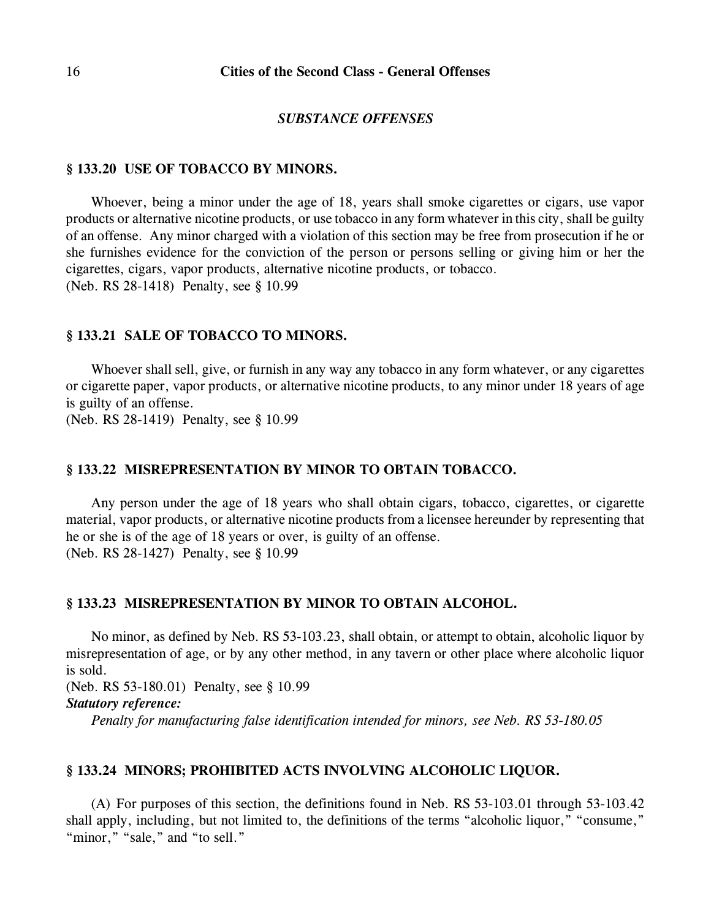## *SUBSTANCE OFFENSES*

### § 133.20 USE OF TOBACCO BY MINORS.

Whoever, being a minor under the age of 18, years shall smoke cigarettes or cigars, use vapor products or alternative nicotine products, or use tobacco in any form whatever in this city, shall be guilty of an offense. Any minor charged with a violation of this section may be free from prosecution if he or she furnishes evidence for the conviction of the person or persons selling or giving him or her the cigarettes, cigars, vapor products, alternative nicotine products, or tobacco.
(Neb. RS 28-1418) Penalty, see § 10.99

### § 133.21 SALE OF TOBACCO TO MINORS.

Whoever shall sell, give, or furnish in any way any tobacco in any form whatever, or any cigarettes or cigarette paper, vapor products, or alternative nicotine products, to any minor under 18 years of age is guilty of an offense.
(Neb. RS 28-1419) Penalty, see § 10.99

### § 133.22 MISREPRESENTATION BY MINOR TO OBTAIN TOBACCO.

Any person under the age of 18 years who shall obtain cigars, tobacco, cigarettes, or cigarette material, vapor products, or alternative nicotine products from a licensee hereunder by representing that he or she is of the age of 18 years or over, is guilty of an offense.
(Neb. RS 28-1427) Penalty, see § 10.99

### § 133.23 MISREPRESENTATION BY MINOR TO OBTAIN ALCOHOL.

No minor, as defined by Neb. RS 53-103.23, shall obtain, or attempt to obtain, alcoholic liquor by misrepresentation of age, or by any other method, in any tavern or other place where alcoholic liquor is sold.
(Neb. RS 53-180.01) Penalty, see § 10.99

***Statutory reference:***

*Penalty for manufacturing false identification intended for minors, see Neb. RS 53-180.05*

### § 133.24 MINORS; PROHIBITED ACTS INVOLVING ALCOHOLIC LIQUOR.

(A) For purposes of this section, the definitions found in Neb. RS 53-103.01 through 53-103.42 shall apply, including, but not limited to, the definitions of the terms "alcoholic liquor," "consume," "minor," "sale," and "to sell."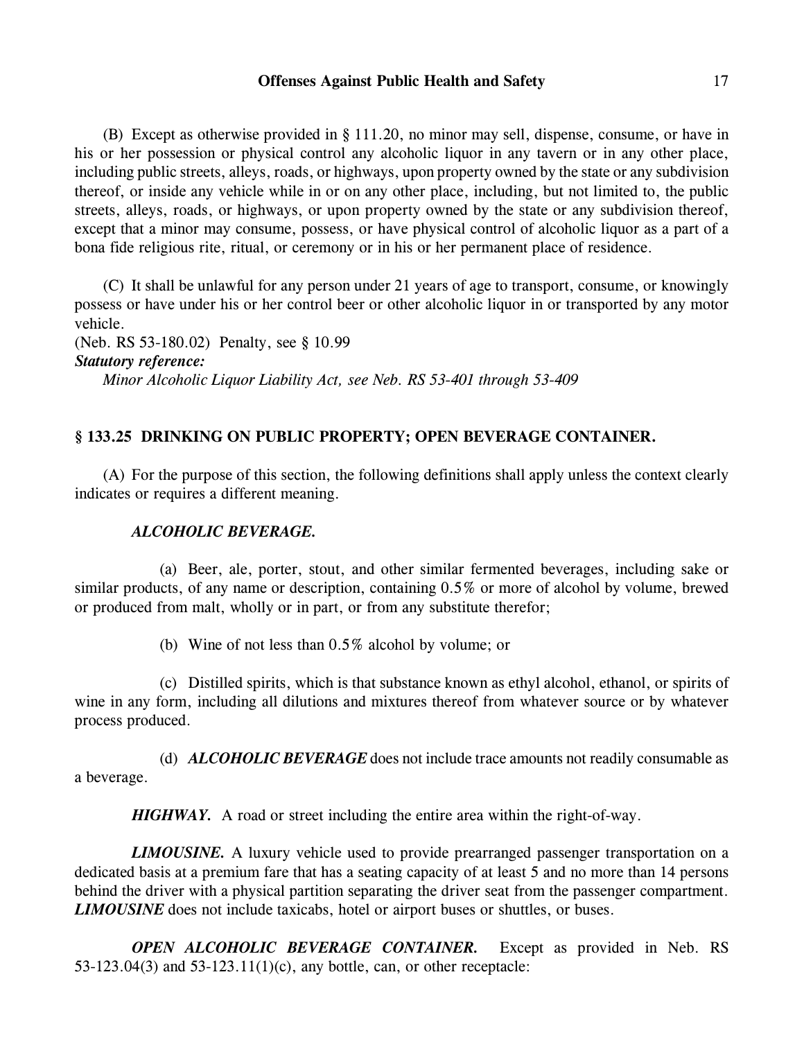(B) Except as otherwise provided in § 111.20, no minor may sell, dispense, consume, or have in his or her possession or physical control any alcoholic liquor in any tavern or in any other place, including public streets, alleys, roads, or highways, upon property owned by the state or any subdivision thereof, or inside any vehicle while in or on any other place, including, but not limited to, the public streets, alleys, roads, or highways, or upon property owned by the state or any subdivision thereof, except that a minor may consume, possess, or have physical control of alcoholic liquor as a part of a bona fide religious rite, ritual, or ceremony or in his or her permanent place of residence.

(C) It shall be unlawful for any person under 21 years of age to transport, consume, or knowingly possess or have under his or her control beer or other alcoholic liquor in or transported by any motor vehicle.

(Neb. RS 53-180.02) Penalty, see § 10.99

***Statutory reference:***

*Minor Alcoholic Liquor Liability Act, see Neb. RS 53-401 through 53-409*

## § 133.25 DRINKING ON PUBLIC PROPERTY; OPEN BEVERAGE CONTAINER.

(A) For the purpose of this section, the following definitions shall apply unless the context clearly indicates or requires a different meaning.

***ALCOHOLIC BEVERAGE.***

(a) Beer, ale, porter, stout, and other similar fermented beverages, including sake or similar products, of any name or description, containing 0.5% or more of alcohol by volume, brewed or produced from malt, wholly or in part, or from any substitute therefor;

(b) Wine of not less than 0.5% alcohol by volume; or

(c) Distilled spirits, which is that substance known as ethyl alcohol, ethanol, or spirits of wine in any form, including all dilutions and mixtures thereof from whatever source or by whatever process produced.

(d) ***ALCOHOLIC BEVERAGE*** does not include trace amounts not readily consumable as a beverage.

***HIGHWAY.*** A road or street including the entire area within the right-of-way.

***LIMOUSINE.*** A luxury vehicle used to provide prearranged passenger transportation on a dedicated basis at a premium fare that has a seating capacity of at least 5 and no more than 14 persons behind the driver with a physical partition separating the driver seat from the passenger compartment. ***LIMOUSINE*** does not include taxicabs, hotel or airport buses or shuttles, or buses.

***OPEN ALCOHOLIC BEVERAGE CONTAINER.*** Except as provided in Neb. RS 53-123.04(3) and 53-123.11(1)(c), any bottle, can, or other receptacle: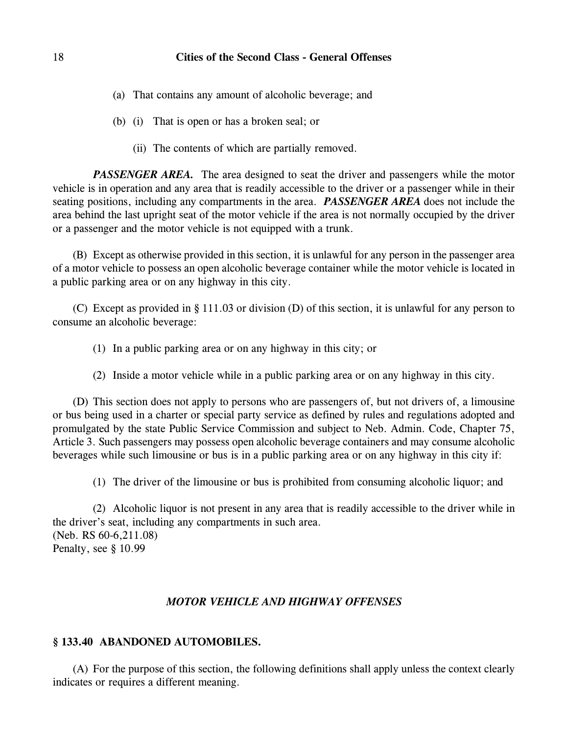(a) That contains any amount of alcoholic beverage; and

(b) (i) That is open or has a broken seal; or

(ii) The contents of which are partially removed.

***PASSENGER AREA.*** The area designed to seat the driver and passengers while the motor vehicle is in operation and any area that is readily accessible to the driver or a passenger while in their seating positions, including any compartments in the area. ***PASSENGER AREA*** does not include the area behind the last upright seat of the motor vehicle if the area is not normally occupied by the driver or a passenger and the motor vehicle is not equipped with a trunk.

(B) Except as otherwise provided in this section, it is unlawful for any person in the passenger area of a motor vehicle to possess an open alcoholic beverage container while the motor vehicle is located in a public parking area or on any highway in this city.

(C) Except as provided in § 111.03 or division (D) of this section, it is unlawful for any person to consume an alcoholic beverage:

(1) In a public parking area or on any highway in this city; or

(2) Inside a motor vehicle while in a public parking area or on any highway in this city.

(D) This section does not apply to persons who are passengers of, but not drivers of, a limousine or bus being used in a charter or special party service as defined by rules and regulations adopted and promulgated by the state Public Service Commission and subject to Neb. Admin. Code, Chapter 75, Article 3. Such passengers may possess open alcoholic beverage containers and may consume alcoholic beverages while such limousine or bus is in a public parking area or on any highway in this city if:

(1) The driver of the limousine or bus is prohibited from consuming alcoholic liquor; and

(2) Alcoholic liquor is not present in any area that is readily accessible to the driver while in the driver's seat, including any compartments in such area.
(Neb. RS 60-6,211.08)
Penalty, see § 10.99

## *MOTOR VEHICLE AND HIGHWAY OFFENSES*

### § 133.40 ABANDONED AUTOMOBILES.

(A) For the purpose of this section, the following definitions shall apply unless the context clearly indicates or requires a different meaning.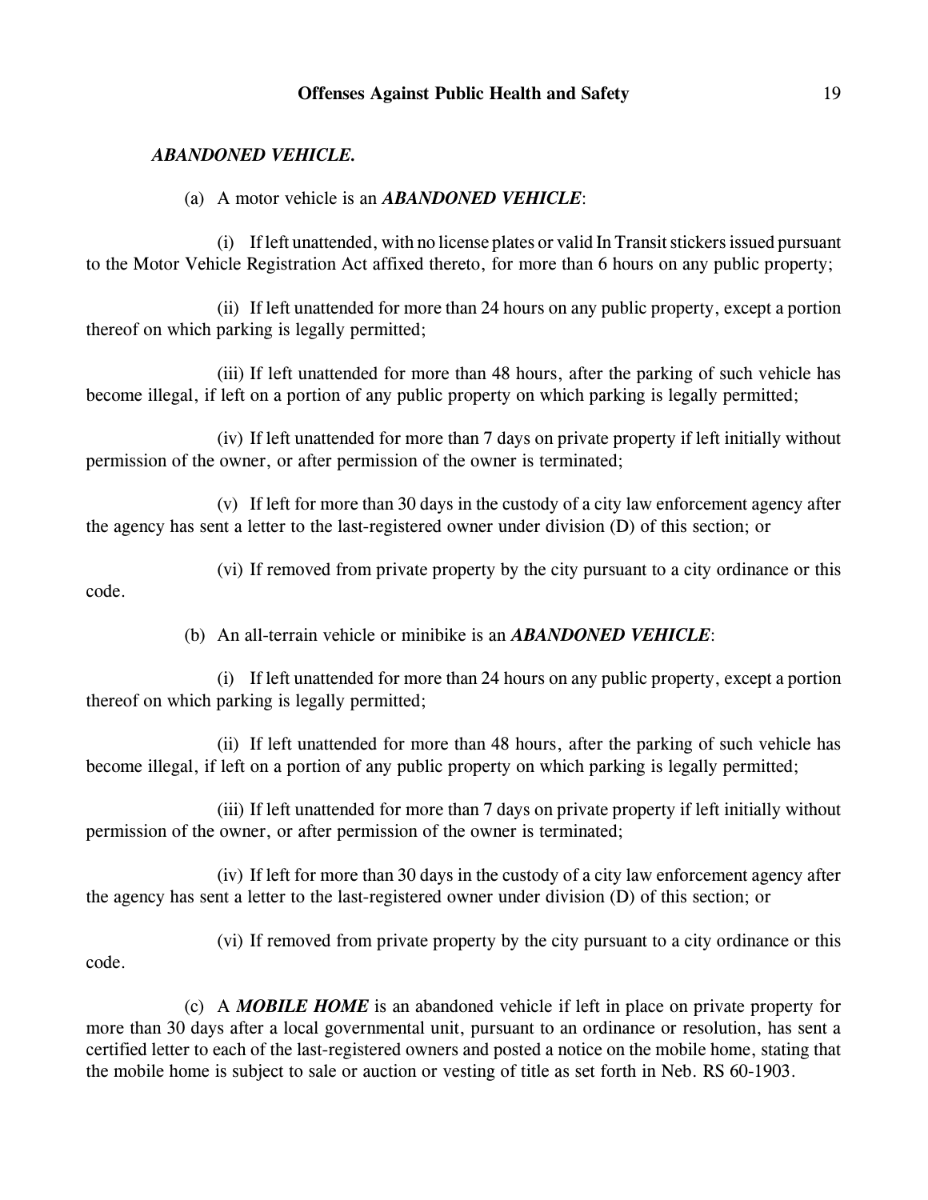***ABANDONED VEHICLE.***

(a) A motor vehicle is an ***ABANDONED VEHICLE***:

(i) If left unattended, with no license plates or valid In Transit stickers issued pursuant to the Motor Vehicle Registration Act affixed thereto, for more than 6 hours on any public property;

(ii) If left unattended for more than 24 hours on any public property, except a portion thereof on which parking is legally permitted;

(iii) If left unattended for more than 48 hours, after the parking of such vehicle has become illegal, if left on a portion of any public property on which parking is legally permitted;

(iv) If left unattended for more than 7 days on private property if left initially without permission of the owner, or after permission of the owner is terminated;

(v) If left for more than 30 days in the custody of a city law enforcement agency after the agency has sent a letter to the last-registered owner under division (D) of this section; or

(vi) If removed from private property by the city pursuant to a city ordinance or this code.

(b) An all-terrain vehicle or minibike is an ***ABANDONED VEHICLE***:

(i) If left unattended for more than 24 hours on any public property, except a portion thereof on which parking is legally permitted;

(ii) If left unattended for more than 48 hours, after the parking of such vehicle has become illegal, if left on a portion of any public property on which parking is legally permitted;

(iii) If left unattended for more than 7 days on private property if left initially without permission of the owner, or after permission of the owner is terminated;

(iv) If left for more than 30 days in the custody of a city law enforcement agency after the agency has sent a letter to the last-registered owner under division (D) of this section; or

(vi) If removed from private property by the city pursuant to a city ordinance or this code.

(c) A ***MOBILE HOME*** is an abandoned vehicle if left in place on private property for more than 30 days after a local governmental unit, pursuant to an ordinance or resolution, has sent a certified letter to each of the last-registered owners and posted a notice on the mobile home, stating that the mobile home is subject to sale or auction or vesting of title as set forth in Neb. RS 60-1903.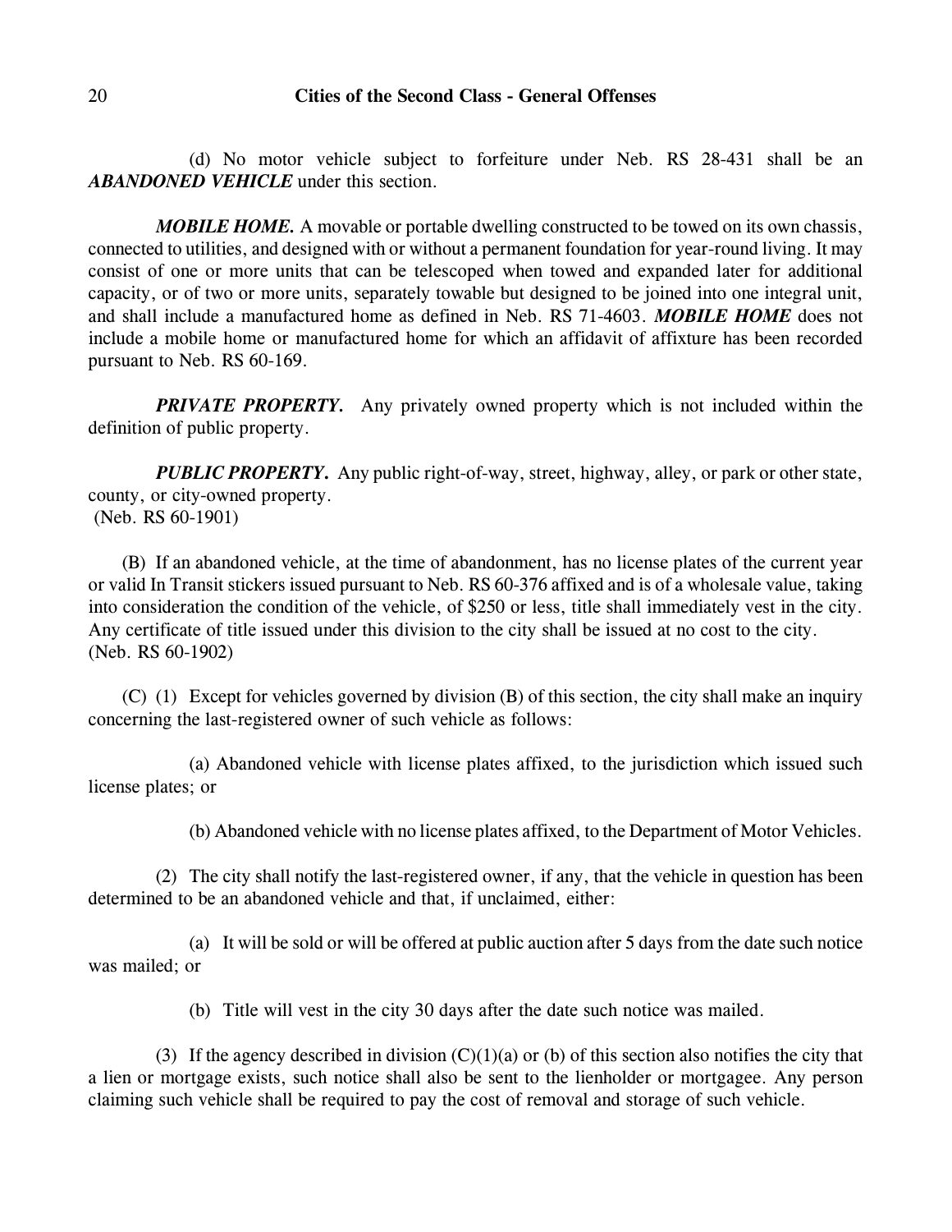(d) No motor vehicle subject to forfeiture under Neb. RS 28-431 shall be an ***ABANDONED VEHICLE*** under this section.

***MOBILE HOME.*** A movable or portable dwelling constructed to be towed on its own chassis, connected to utilities, and designed with or without a permanent foundation for year-round living. It may consist of one or more units that can be telescoped when towed and expanded later for additional capacity, or of two or more units, separately towable but designed to be joined into one integral unit, and shall include a manufactured home as defined in Neb. RS 71-4603. ***MOBILE HOME*** does not include a mobile home or manufactured home for which an affidavit of affixture has been recorded pursuant to Neb. RS 60-169.

***PRIVATE PROPERTY.*** Any privately owned property which is not included within the definition of public property.

***PUBLIC PROPERTY.*** Any public right-of-way, street, highway, alley, or park or other state, county, or city-owned property.
(Neb. RS 60-1901)

(B) If an abandoned vehicle, at the time of abandonment, has no license plates of the current year or valid In Transit stickers issued pursuant to Neb. RS 60-376 affixed and is of a wholesale value, taking into consideration the condition of the vehicle, of $250 or less, title shall immediately vest in the city. Any certificate of title issued under this division to the city shall be issued at no cost to the city.
(Neb. RS 60-1902)

(C) (1) Except for vehicles governed by division (B) of this section, the city shall make an inquiry concerning the last-registered owner of such vehicle as follows:

(a) Abandoned vehicle with license plates affixed, to the jurisdiction which issued such license plates; or

(b) Abandoned vehicle with no license plates affixed, to the Department of Motor Vehicles.

(2) The city shall notify the last-registered owner, if any, that the vehicle in question has been determined to be an abandoned vehicle and that, if unclaimed, either:

(a) It will be sold or will be offered at public auction after 5 days from the date such notice was mailed; or

(b) Title will vest in the city 30 days after the date such notice was mailed.

(3) If the agency described in division (C)(1)(a) or (b) of this section also notifies the city that a lien or mortgage exists, such notice shall also be sent to the lienholder or mortgagee. Any person claiming such vehicle shall be required to pay the cost of removal and storage of such vehicle.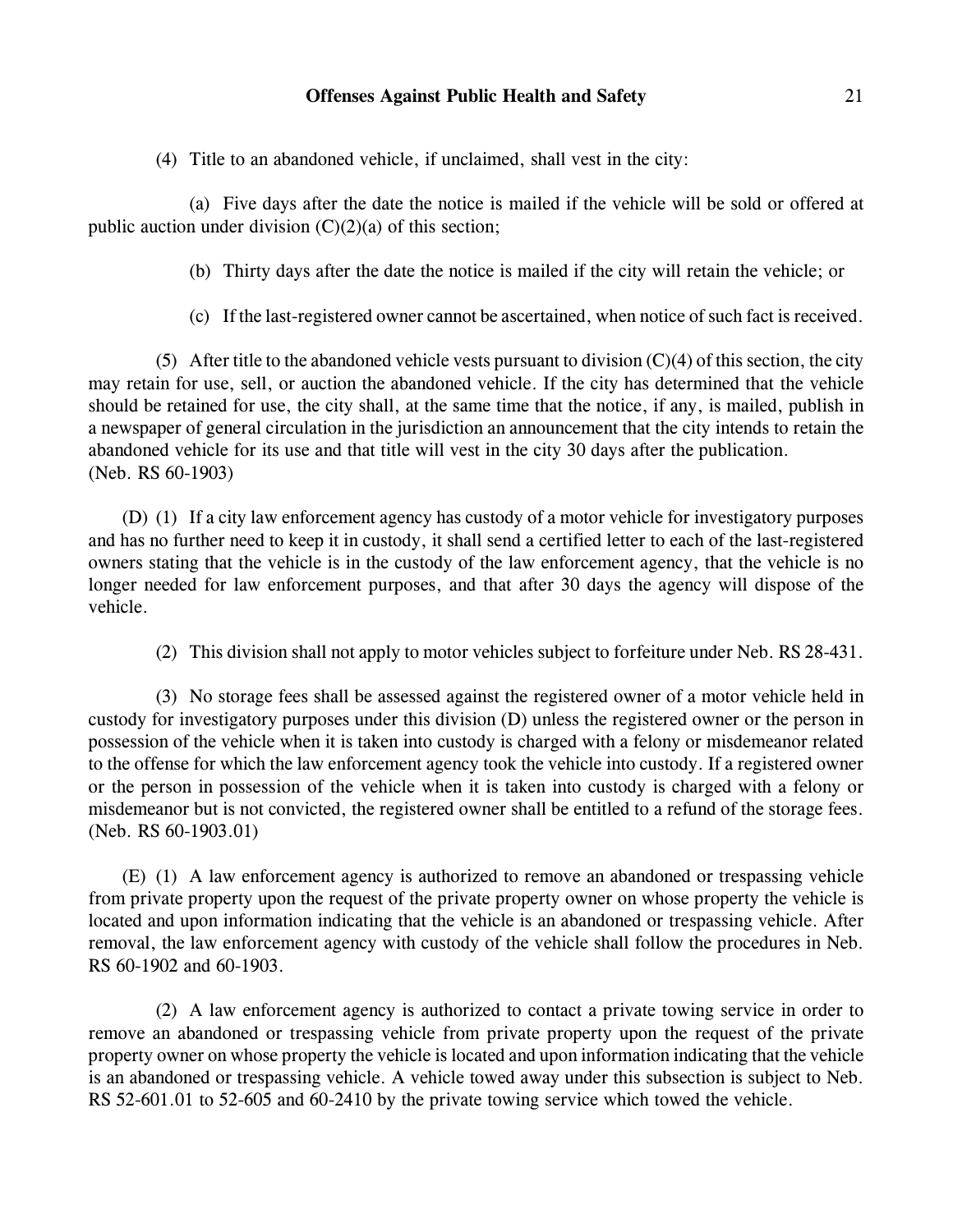(4) Title to an abandoned vehicle, if unclaimed, shall vest in the city:

(a) Five days after the date the notice is mailed if the vehicle will be sold or offered at public auction under division (C)(2)(a) of this section;

(b) Thirty days after the date the notice is mailed if the city will retain the vehicle; or

(c) If the last-registered owner cannot be ascertained, when notice of such fact is received.

(5) After title to the abandoned vehicle vests pursuant to division (C)(4) of this section, the city may retain for use, sell, or auction the abandoned vehicle. If the city has determined that the vehicle should be retained for use, the city shall, at the same time that the notice, if any, is mailed, publish in a newspaper of general circulation in the jurisdiction an announcement that the city intends to retain the abandoned vehicle for its use and that title will vest in the city 30 days after the publication.
(Neb. RS 60-1903)

(D) (1) If a city law enforcement agency has custody of a motor vehicle for investigatory purposes and has no further need to keep it in custody, it shall send a certified letter to each of the last-registered owners stating that the vehicle is in the custody of the law enforcement agency, that the vehicle is no longer needed for law enforcement purposes, and that after 30 days the agency will dispose of the vehicle.

(2) This division shall not apply to motor vehicles subject to forfeiture under Neb. RS 28-431.

(3) No storage fees shall be assessed against the registered owner of a motor vehicle held in custody for investigatory purposes under this division (D) unless the registered owner or the person in possession of the vehicle when it is taken into custody is charged with a felony or misdemeanor related to the offense for which the law enforcement agency took the vehicle into custody. If a registered owner or the person in possession of the vehicle when it is taken into custody is charged with a felony or misdemeanor but is not convicted, the registered owner shall be entitled to a refund of the storage fees.
(Neb. RS 60-1903.01)

(E) (1) A law enforcement agency is authorized to remove an abandoned or trespassing vehicle from private property upon the request of the private property owner on whose property the vehicle is located and upon information indicating that the vehicle is an abandoned or trespassing vehicle. After removal, the law enforcement agency with custody of the vehicle shall follow the procedures in Neb. RS 60-1902 and 60-1903.

(2) A law enforcement agency is authorized to contact a private towing service in order to remove an abandoned or trespassing vehicle from private property upon the request of the private property owner on whose property the vehicle is located and upon information indicating that the vehicle is an abandoned or trespassing vehicle. A vehicle towed away under this subsection is subject to Neb. RS 52-601.01 to 52-605 and 60-2410 by the private towing service which towed the vehicle.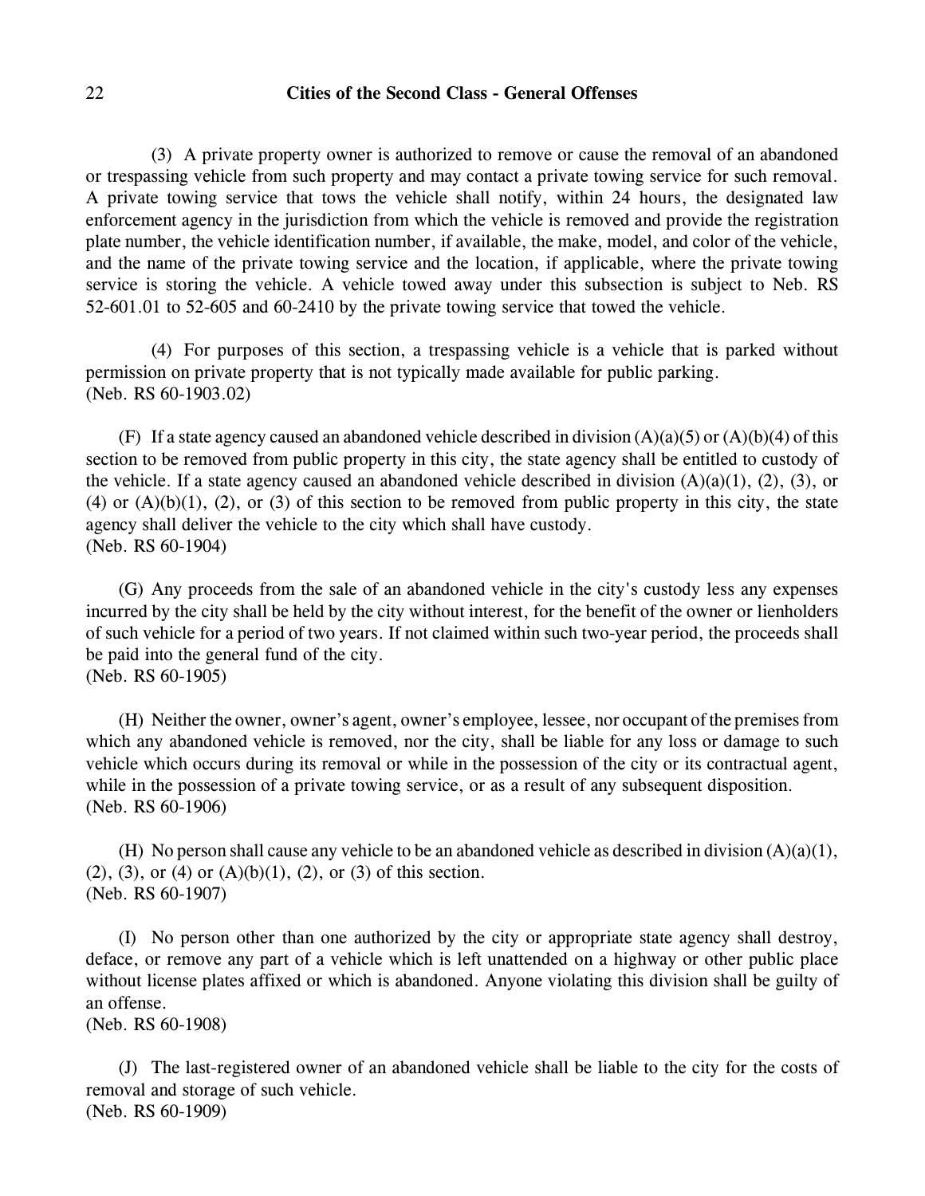(3) A private property owner is authorized to remove or cause the removal of an abandoned or trespassing vehicle from such property and may contact a private towing service for such removal. A private towing service that tows the vehicle shall notify, within 24 hours, the designated law enforcement agency in the jurisdiction from which the vehicle is removed and provide the registration plate number, the vehicle identification number, if available, the make, model, and color of the vehicle, and the name of the private towing service and the location, if applicable, where the private towing service is storing the vehicle. A vehicle towed away under this subsection is subject to Neb. RS 52-601.01 to 52-605 and 60-2410 by the private towing service that towed the vehicle.

(4) For purposes of this section, a trespassing vehicle is a vehicle that is parked without permission on private property that is not typically made available for public parking.
(Neb. RS 60-1903.02)

(F) If a state agency caused an abandoned vehicle described in division (A)(a)(5) or (A)(b)(4) of this section to be removed from public property in this city, the state agency shall be entitled to custody of the vehicle. If a state agency caused an abandoned vehicle described in division (A)(a)(1), (2), (3), or (4) or (A)(b)(1), (2), or (3) of this section to be removed from public property in this city, the state agency shall deliver the vehicle to the city which shall have custody.
(Neb. RS 60-1904)

(G) Any proceeds from the sale of an abandoned vehicle in the city's custody less any expenses incurred by the city shall be held by the city without interest, for the benefit of the owner or lienholders of such vehicle for a period of two years. If not claimed within such two-year period, the proceeds shall be paid into the general fund of the city.
(Neb. RS 60-1905)

(H) Neither the owner, owner's agent, owner's employee, lessee, nor occupant of the premises from which any abandoned vehicle is removed, nor the city, shall be liable for any loss or damage to such vehicle which occurs during its removal or while in the possession of the city or its contractual agent, while in the possession of a private towing service, or as a result of any subsequent disposition.
(Neb. RS 60-1906)

(H) No person shall cause any vehicle to be an abandoned vehicle as described in division (A)(a)(1), (2), (3), or (4) or (A)(b)(1), (2), or (3) of this section.
(Neb. RS 60-1907)

(I) No person other than one authorized by the city or appropriate state agency shall destroy, deface, or remove any part of a vehicle which is left unattended on a highway or other public place without license plates affixed or which is abandoned. Anyone violating this division shall be guilty of an offense.
(Neb. RS 60-1908)

(J) The last-registered owner of an abandoned vehicle shall be liable to the city for the costs of removal and storage of such vehicle.
(Neb. RS 60-1909)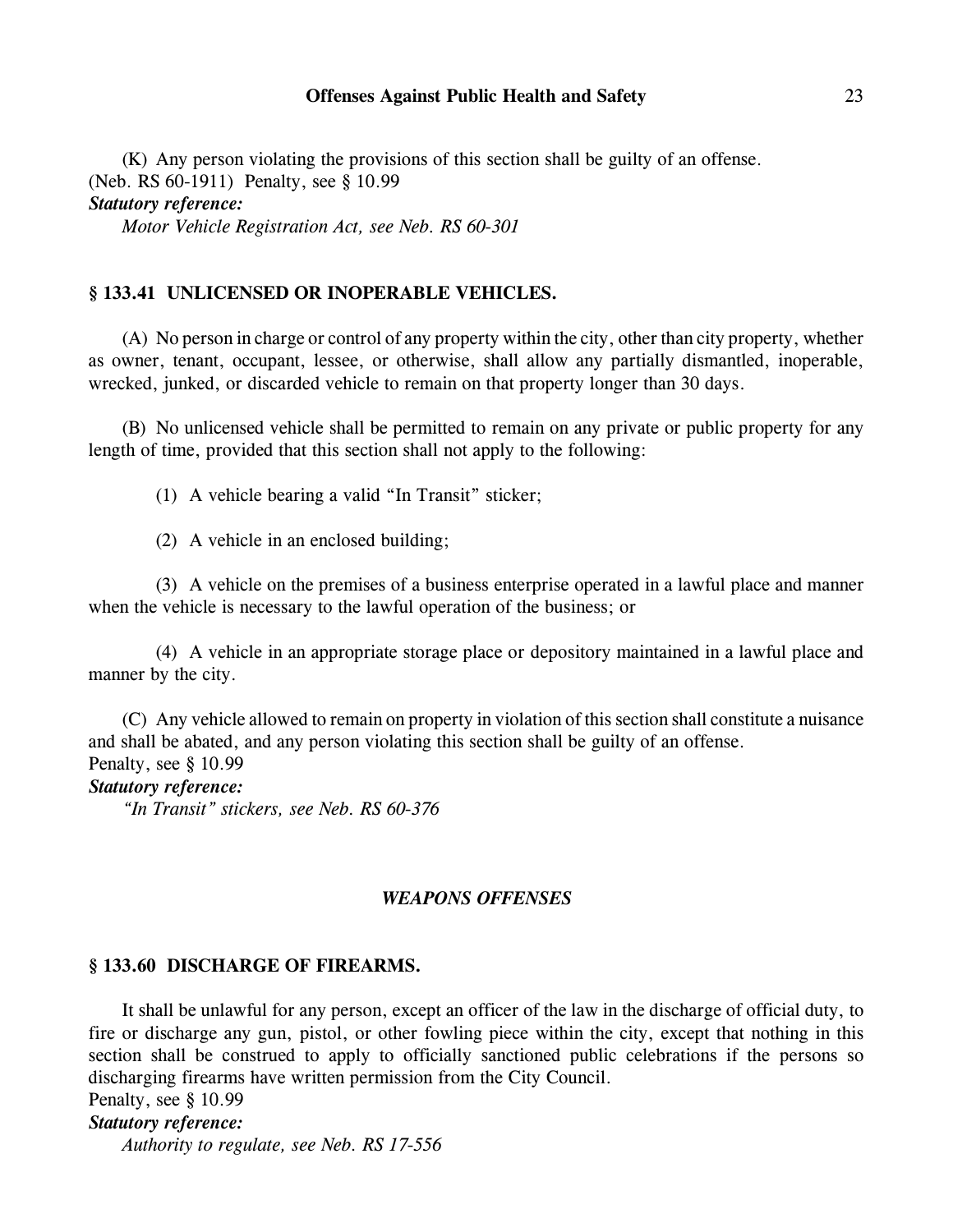(K) Any person violating the provisions of this section shall be guilty of an offense.
(Neb. RS 60-1911) Penalty, see § 10.99

***Statutory reference:***

*Motor Vehicle Registration Act, see Neb. RS 60-301*

### § 133.41 UNLICENSED OR INOPERABLE VEHICLES.

(A) No person in charge or control of any property within the city, other than city property, whether as owner, tenant, occupant, lessee, or otherwise, shall allow any partially dismantled, inoperable, wrecked, junked, or discarded vehicle to remain on that property longer than 30 days.

(B) No unlicensed vehicle shall be permitted to remain on any private or public property for any length of time, provided that this section shall not apply to the following:

(1) A vehicle bearing a valid "In Transit" sticker;

(2) A vehicle in an enclosed building;

(3) A vehicle on the premises of a business enterprise operated in a lawful place and manner when the vehicle is necessary to the lawful operation of the business; or

(4) A vehicle in an appropriate storage place or depository maintained in a lawful place and manner by the city.

(C) Any vehicle allowed to remain on property in violation of this section shall constitute a nuisance and shall be abated, and any person violating this section shall be guilty of an offense.
Penalty, see § 10.99

***Statutory reference:***

*"In Transit" stickers, see Neb. RS 60-376*

## ***WEAPONS OFFENSES***

### § 133.60 DISCHARGE OF FIREARMS.

It shall be unlawful for any person, except an officer of the law in the discharge of official duty, to fire or discharge any gun, pistol, or other fowling piece within the city, except that nothing in this section shall be construed to apply to officially sanctioned public celebrations if the persons so discharging firearms have written permission from the City Council.
Penalty, see § 10.99

***Statutory reference:***

*Authority to regulate, see Neb. RS 17-556*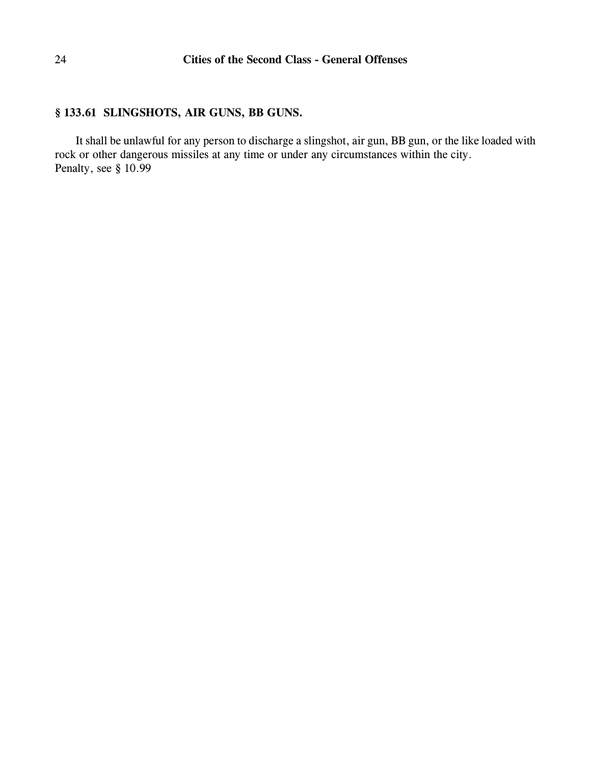### § 133.61 SLINGSHOTS, AIR GUNS, BB GUNS.

It shall be unlawful for any person to discharge a slingshot, air gun, BB gun, or the like loaded with rock or other dangerous missiles at any time or under any circumstances within the city.
Penalty, see § 10.99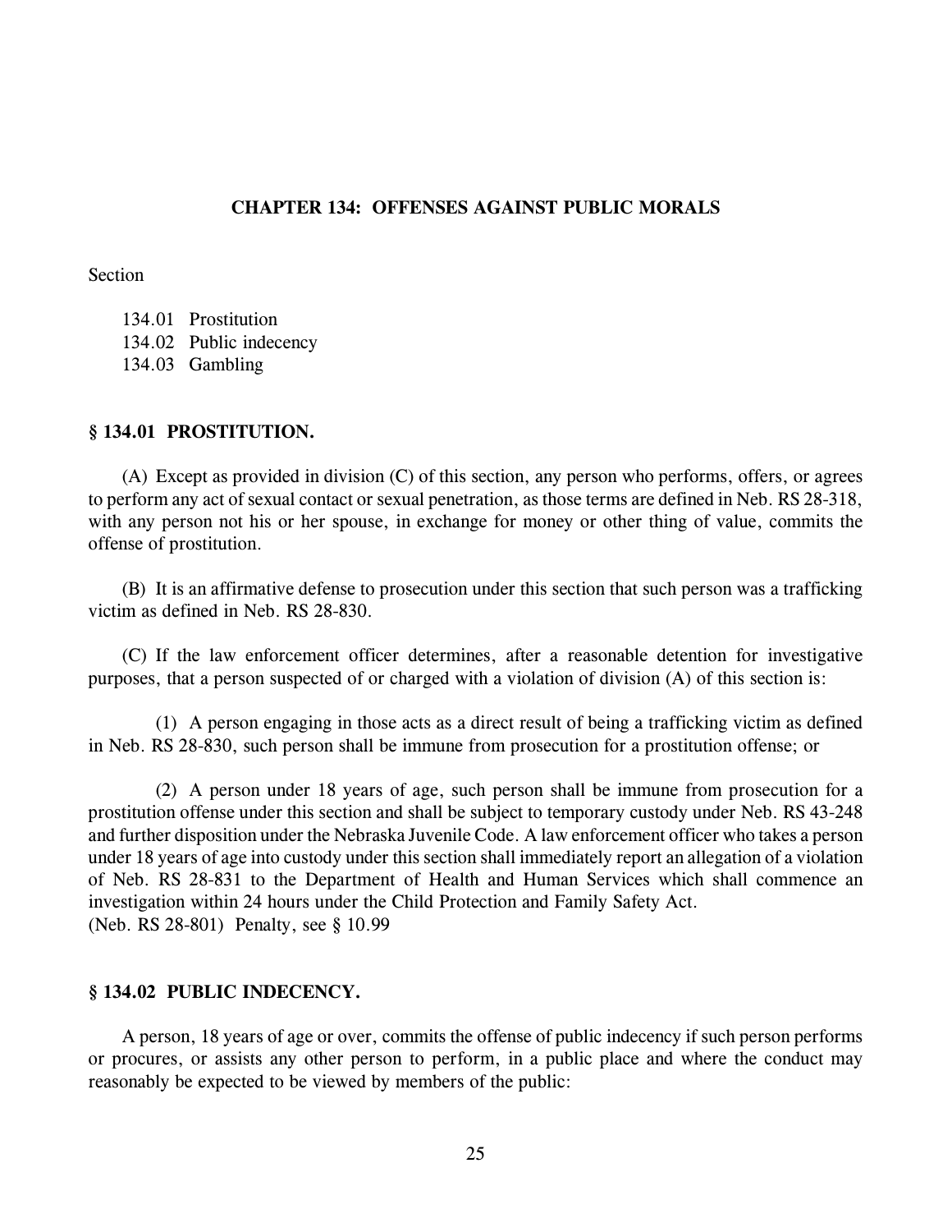## CHAPTER 134: OFFENSES AGAINST PUBLIC MORALS

Section

134.01 Prostitution
134.02 Public indecency
134.03 Gambling

### § 134.01 PROSTITUTION.

(A) Except as provided in division (C) of this section, any person who performs, offers, or agrees to perform any act of sexual contact or sexual penetration, as those terms are defined in Neb. RS 28-318, with any person not his or her spouse, in exchange for money or other thing of value, commits the offense of prostitution.

(B) It is an affirmative defense to prosecution under this section that such person was a trafficking victim as defined in Neb. RS 28-830.

(C) If the law enforcement officer determines, after a reasonable detention for investigative purposes, that a person suspected of or charged with a violation of division (A) of this section is:

(1) A person engaging in those acts as a direct result of being a trafficking victim as defined in Neb. RS 28-830, such person shall be immune from prosecution for a prostitution offense; or

(2) A person under 18 years of age, such person shall be immune from prosecution for a prostitution offense under this section and shall be subject to temporary custody under Neb. RS 43-248 and further disposition under the Nebraska Juvenile Code. A law enforcement officer who takes a person under 18 years of age into custody under this section shall immediately report an allegation of a violation of Neb. RS 28-831 to the Department of Health and Human Services which shall commence an investigation within 24 hours under the Child Protection and Family Safety Act.
(Neb. RS 28-801) Penalty, see § 10.99

### § 134.02 PUBLIC INDECENCY.

A person, 18 years of age or over, commits the offense of public indecency if such person performs or procures, or assists any other person to perform, in a public place and where the conduct may reasonably be expected to be viewed by members of the public: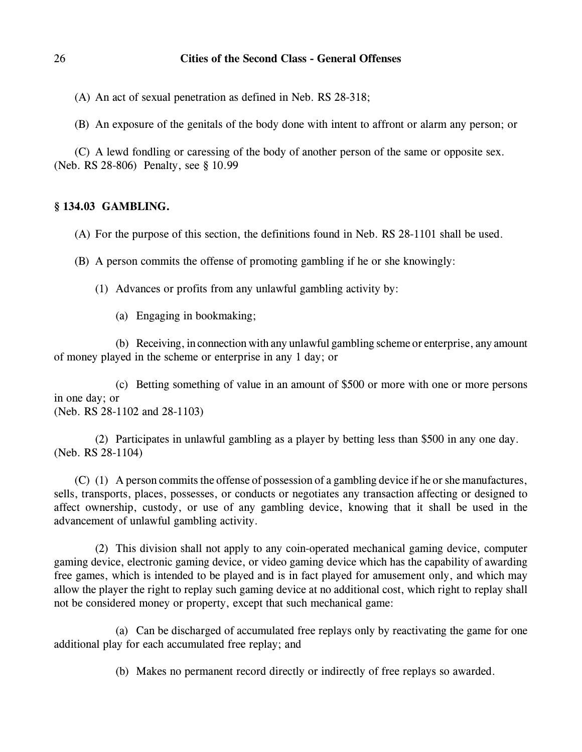(A) An act of sexual penetration as defined in Neb. RS 28-318;

(B) An exposure of the genitals of the body done with intent to affront or alarm any person; or

(C) A lewd fondling or caressing of the body of another person of the same or opposite sex.
(Neb. RS 28-806) Penalty, see § 10.99

## § 134.03 GAMBLING.

(A) For the purpose of this section, the definitions found in Neb. RS 28-1101 shall be used.

(B) A person commits the offense of promoting gambling if he or she knowingly:

(1) Advances or profits from any unlawful gambling activity by:

(a) Engaging in bookmaking;

(b) Receiving, in connection with any unlawful gambling scheme or enterprise, any amount of money played in the scheme or enterprise in any 1 day; or

(c) Betting something of value in an amount of $500 or more with one or more persons in one day; or
(Neb. RS 28-1102 and 28-1103)

(2) Participates in unlawful gambling as a player by betting less than $500 in any one day.
(Neb. RS 28-1104)

(C) (1) A person commits the offense of possession of a gambling device if he or she manufactures, sells, transports, places, possesses, or conducts or negotiates any transaction affecting or designed to affect ownership, custody, or use of any gambling device, knowing that it shall be used in the advancement of unlawful gambling activity.

(2) This division shall not apply to any coin-operated mechanical gaming device, computer gaming device, electronic gaming device, or video gaming device which has the capability of awarding free games, which is intended to be played and is in fact played for amusement only, and which may allow the player the right to replay such gaming device at no additional cost, which right to replay shall not be considered money or property, except that such mechanical game:

(a) Can be discharged of accumulated free replays only by reactivating the game for one additional play for each accumulated free replay; and

(b) Makes no permanent record directly or indirectly of free replays so awarded.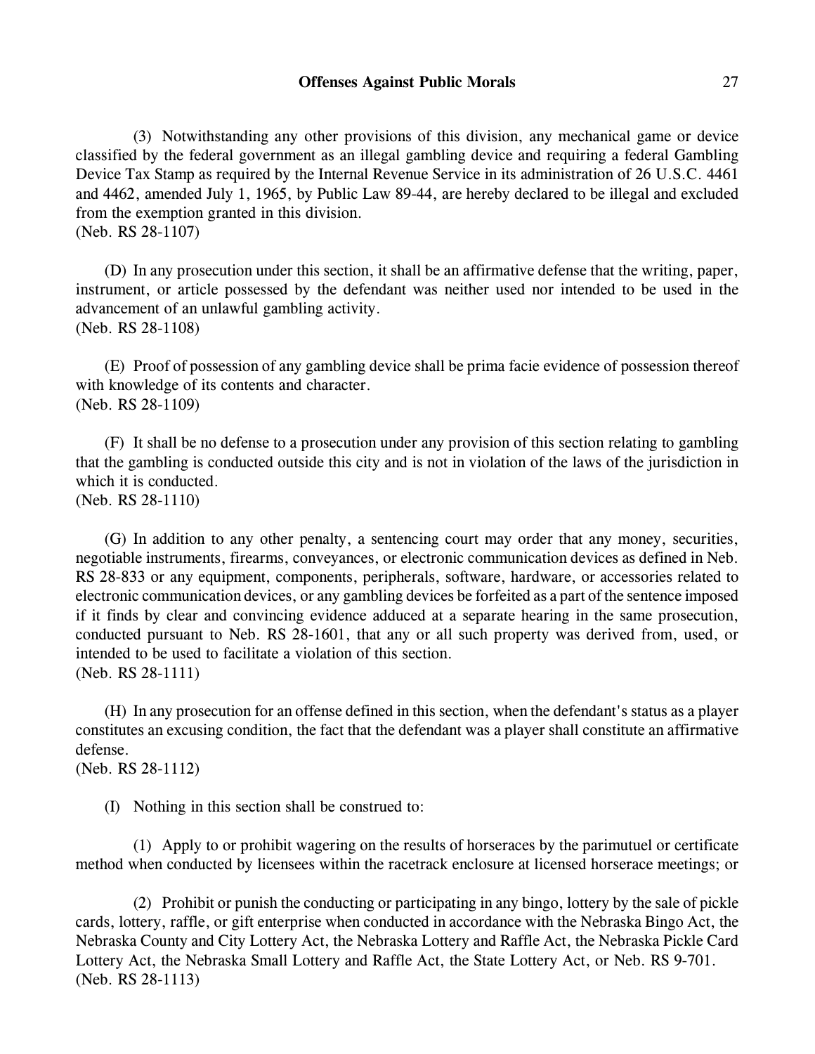(3) Notwithstanding any other provisions of this division, any mechanical game or device classified by the federal government as an illegal gambling device and requiring a federal Gambling Device Tax Stamp as required by the Internal Revenue Service in its administration of 26 U.S.C. 4461 and 4462, amended July 1, 1965, by Public Law 89-44, are hereby declared to be illegal and excluded from the exemption granted in this division.
(Neb. RS 28-1107)

(D) In any prosecution under this section, it shall be an affirmative defense that the writing, paper, instrument, or article possessed by the defendant was neither used nor intended to be used in the advancement of an unlawful gambling activity.
(Neb. RS 28-1108)

(E) Proof of possession of any gambling device shall be prima facie evidence of possession thereof with knowledge of its contents and character.
(Neb. RS 28-1109)

(F) It shall be no defense to a prosecution under any provision of this section relating to gambling that the gambling is conducted outside this city and is not in violation of the laws of the jurisdiction in which it is conducted.
(Neb. RS 28-1110)

(G) In addition to any other penalty, a sentencing court may order that any money, securities, negotiable instruments, firearms, conveyances, or electronic communication devices as defined in Neb. RS 28-833 or any equipment, components, peripherals, software, hardware, or accessories related to electronic communication devices, or any gambling devices be forfeited as a part of the sentence imposed if it finds by clear and convincing evidence adduced at a separate hearing in the same prosecution, conducted pursuant to Neb. RS 28-1601, that any or all such property was derived from, used, or intended to be used to facilitate a violation of this section.
(Neb. RS 28-1111)

(H) In any prosecution for an offense defined in this section, when the defendant's status as a player constitutes an excusing condition, the fact that the defendant was a player shall constitute an affirmative defense.
(Neb. RS 28-1112)

(I) Nothing in this section shall be construed to:

(1) Apply to or prohibit wagering on the results of horseraces by the parimutuel or certificate method when conducted by licensees within the racetrack enclosure at licensed horserace meetings; or

(2) Prohibit or punish the conducting or participating in any bingo, lottery by the sale of pickle cards, lottery, raffle, or gift enterprise when conducted in accordance with the Nebraska Bingo Act, the Nebraska County and City Lottery Act, the Nebraska Lottery and Raffle Act, the Nebraska Pickle Card Lottery Act, the Nebraska Small Lottery and Raffle Act, the State Lottery Act, or Neb. RS 9-701.
(Neb. RS 28-1113)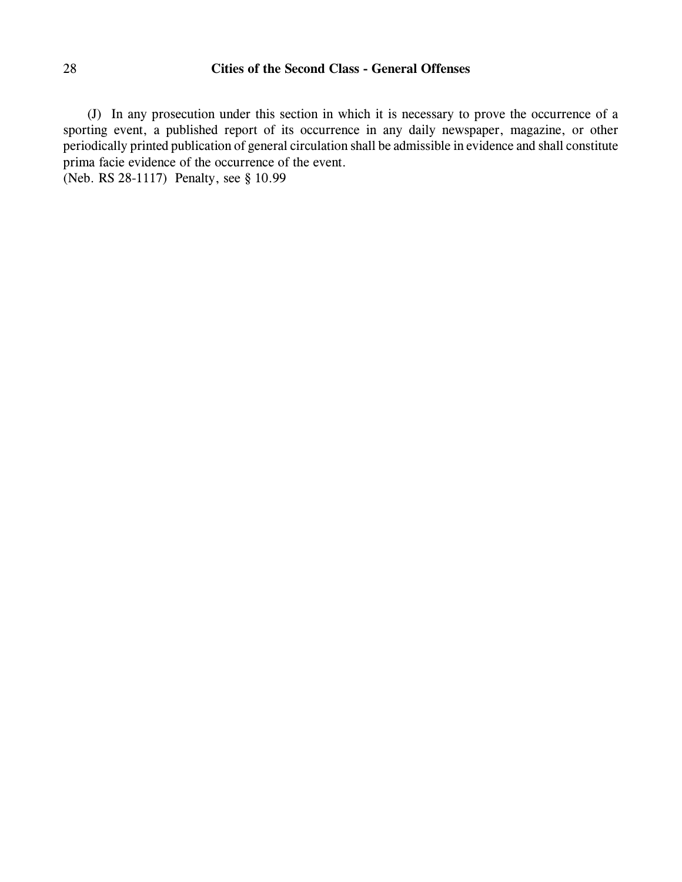(J) In any prosecution under this section in which it is necessary to prove the occurrence of a sporting event, a published report of its occurrence in any daily newspaper, magazine, or other periodically printed publication of general circulation shall be admissible in evidence and shall constitute prima facie evidence of the occurrence of the event.
(Neb. RS 28-1117) Penalty, see § 10.99